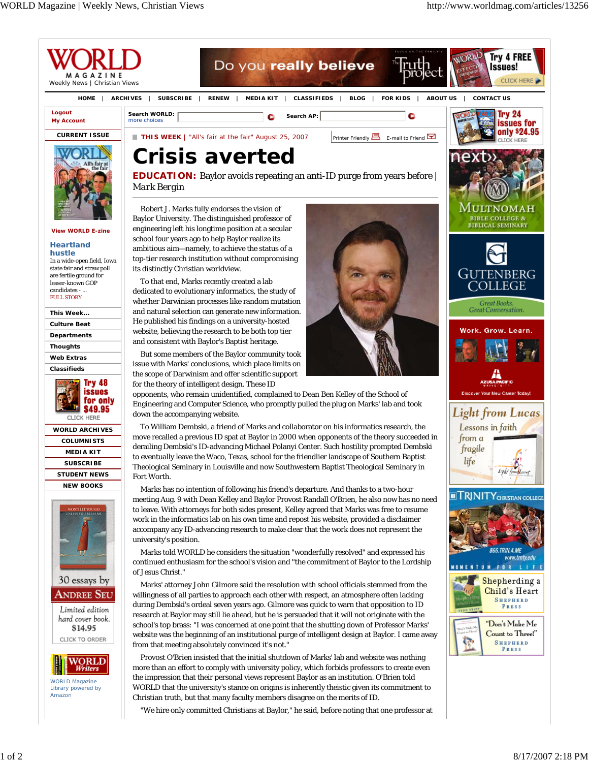THIS WEEK | "All's fair at the fair" August 25, 2007

# Crisis averted

**EDUCATION:** Baylor avoids repeating an anti-ID purge from years before | Mark Bergin

Robert J. Marks fully endorses the vision of Baylor University. The distinguished professor of engineering left his longtime position at a secular school four years ago to help Baylor realize its ambitious aim—namely, to achieve the status of a top-tier research institution without compromising its distinctly Christian worldview.

To that end, Marks recently created a lab dedicated to evolutionary informatics, the study of whether Darwinian processes like random mutation and natural selection can generate new information. He published his findings on a university-hosted website, believing the research to be both top tier and consistent with Baylor's Baptist heritage.

But some members of the Baylor community took issue with Marks' conclusions, which place limits on the scope of Darwinism and offer scientific support for the theory of intelligent design. These ID opponents, who remain unidentified, complained to Dean Ben Kelley of the School of Engineering and Computer Science, who promptly pulled the plug on Marks' lab and took down the accompanying website.

To William Dembski, a friend of Marks and collaborator on his informatics research, the move recalled a previous ID spat at Baylor in 2000 when opponents of the theory succeeded in derailing Dembski's ID-advancing Michael Polanyi Center. Such hostility prompted Dembski to eventually leave the Waco, Texas, school for the friendlier landscape of Southern Baptist Theological Seminary in Louisville and now Southwestern Baptist Theological Seminary in Fort Worth.

Marks has no intention of following his friend's departure. And thanks to a two-hour meeting Aug. 9 with Dean Kelley and Baylor Provost Randall O'Brien, he also now has no need to leave. With attorneys for both sides present, Kelley agreed that Marks was free to resume work in the informatics lab on his own time and repost his website, provided a disclaimer accompany any ID-advancing research to make clear that the work does not represent the university's position.

Marks told WORLD he considers the situation "wonderfully resolved" and expressed his continued enthusiasm for the school's vision and "the commitment of Baylor to the Lordship of Jesus Christ."

Marks' attorney John Gilmore said the resolution with school officials stemmed from the willingness of all parties to approach each other with respect, an atmosphere often lacking during Dembski's ordeal seven years ago. Gilmore was quick to warn that opposition to ID research at Baylor may still lie ahead, but he is persuaded that it will not originate with the school's top brass: "I was concerned at one point that the shutting down of Professor Marks' website was the beginning of an institutional purge of intelligent design at Baylor. I came away from that meeting absolutely convinced it's not."

Provost O'Brien insisted that the initial shutdown of Marks' lab and website was nothing more than an effort to comply with university policy, which forbids professors to create even the impression that their personal views represent Baylor as an institution. O'Brien told WORLD that the university's stance on origins is inherently theistic given its commitment to Christian truth, but that many faculty members disagree on the merits of ID.

"We hire only committed Christians at Baylor," he said, before noting that one professor at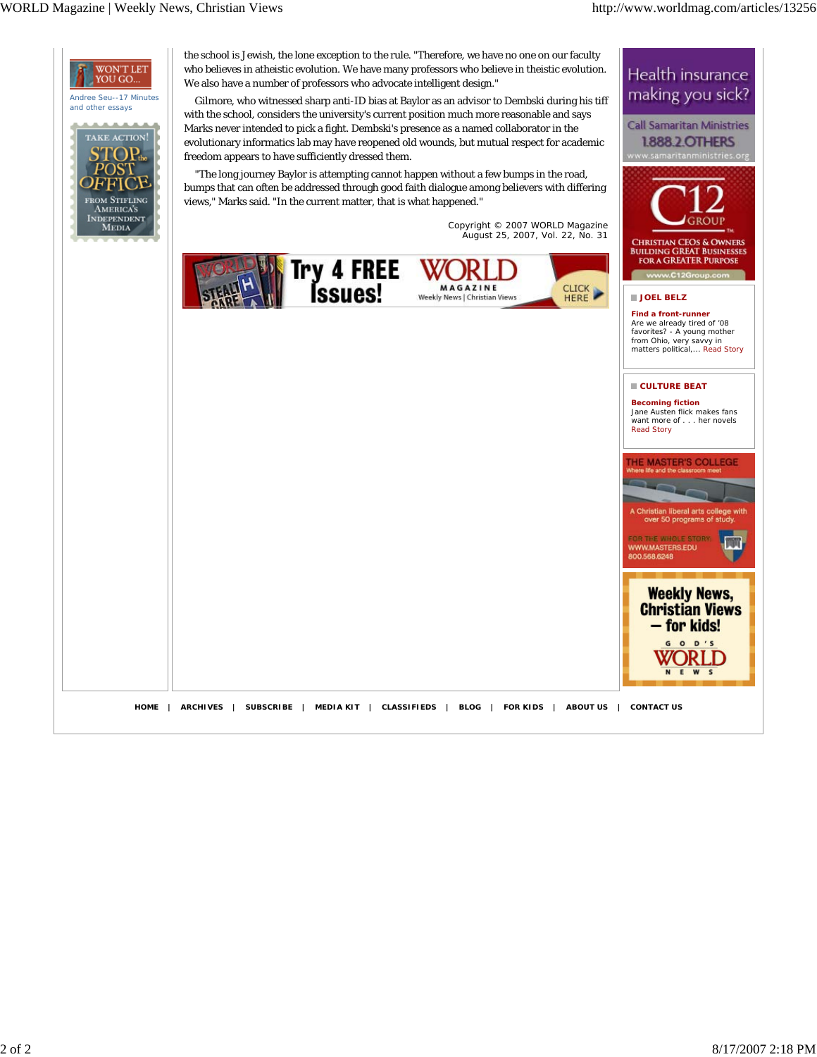the school is Jewish, the lone exception to the rule. "Therefore, we have no one on our faculty who believes in atheistic evolution. We have many professors who believe in theistic evolution. We also have a number of professors who advocate intelligent design."

Gilmore, who witnessed sharp anti-ID bias at Baylor as an advisor to Dembski during his tiff with the school, considers the university's current position much more reasonable and says Marks never intended to pick a fight. Dembski's presence as a named collaborator in the evolutionary informatics lab may have reopened old wounds, but mutual respect for academic freedom appears to have sufficiently dressed them.

"The long journey Baylor is attempting cannot happen without a few bumps in the road, bumps that can often be addressed through good faith dialogue among believers with differing views," Marks said. "In the current matter, that is what happened."

Copyright © 2007 WORLD Magazine
August 25, 2007, Vol. 22, No. 31

Andree Seu--17 Minutes and other essays

**JOEL BELZ**

**Find a front-runner**
Are we already tired of '08 favorites? - A young mother from Ohio, very savvy in matters political,... Read Story

**CULTURE BEAT**

**Becoming fiction**
Jane Austen flick makes fans want more of . . . her novels
Read Story

HOME | ARCHIVES | SUBSCRIBE | MEDIA KIT | CLASSIFIEDS | BLOG | FOR KIDS | ABOUT US | CONTACT US